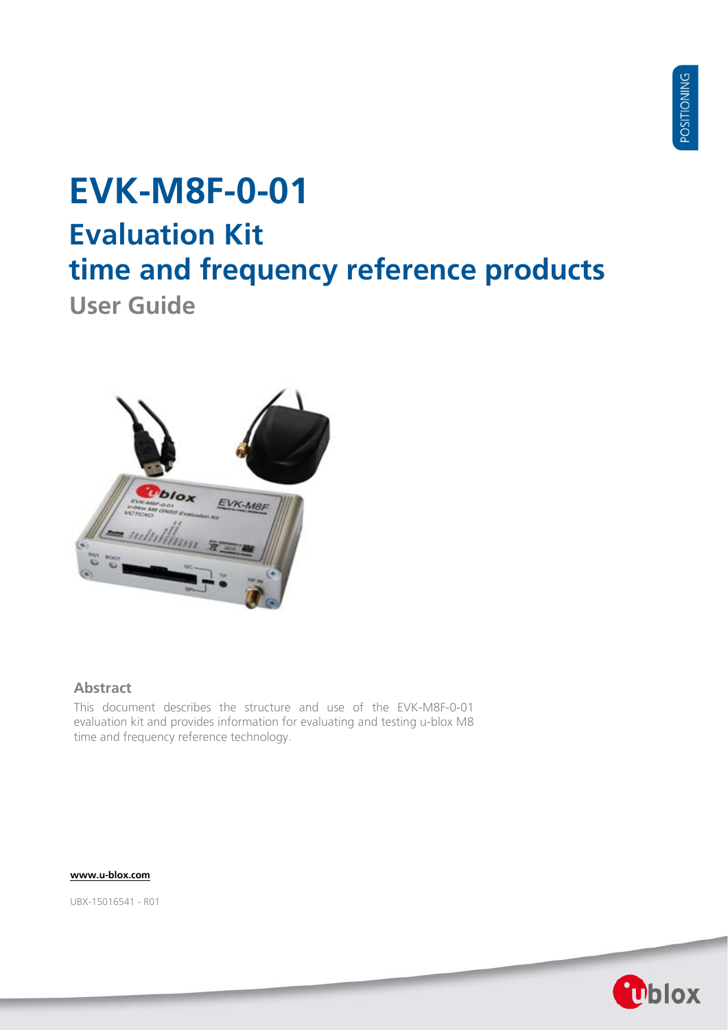# EVK-M8F-0-01

## Evaluation Kit
## time and frequency reference products

### User Guide

**Abstract**

This document describes the structure and use of the EVK-M8F-0-01 evaluation kit and provides information for evaluating and testing u-blox M8 time and frequency reference technology.

**www.u-blox.com**

UBX-15016541 - R01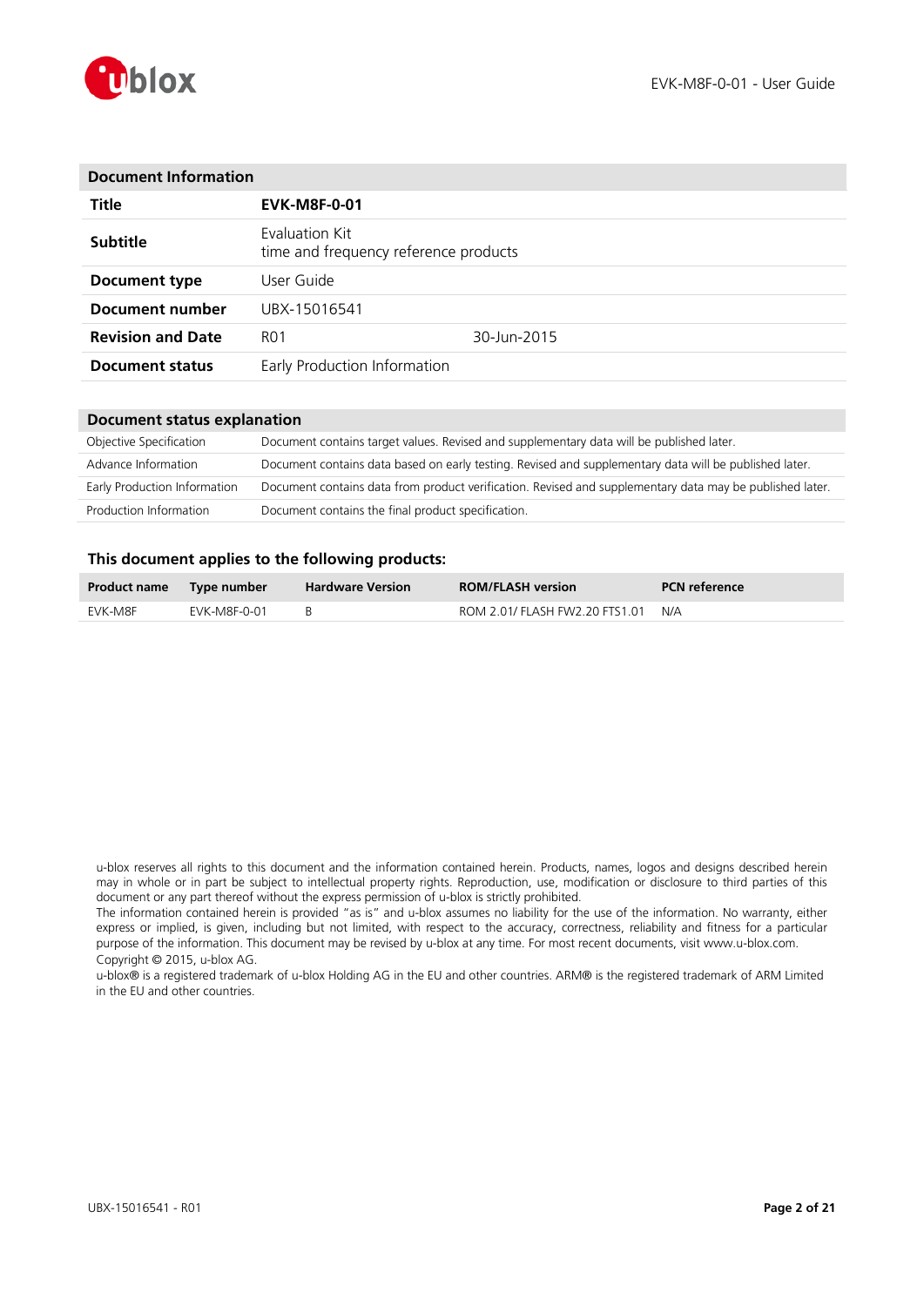| Document Information | | |
|---|---|---|
| **Title** | **EVK-M8F-0-01** | |
| **Subtitle** | Evaluation Kit<br>time and frequency reference products | |
| **Document type** | User Guide | |
| **Document number** | UBX-15016541 | |
| **Revision and Date** | R01 | 30-Jun-2015 |
| **Document status** | Early Production Information | |

| Document status explanation | |
|---|---|
| Objective Specification | Document contains target values. Revised and supplementary data will be published later. |
| Advance Information | Document contains data based on early testing. Revised and supplementary data will be published later. |
| Early Production Information | Document contains data from product verification. Revised and supplementary data may be published later. |
| Production Information | Document contains the final product specification. |

### This document applies to the following products:

| Product name | Type number | Hardware Version | ROM/FLASH version | PCN reference |
|---|---|---|---|---|
| EVK-M8F | EVK-M8F-0-01 | B | ROM 2.01/ FLASH FW2.20 FTS1.01 | N/A |

u-blox reserves all rights to this document and the information contained herein. Products, names, logos and designs described herein may in whole or in part be subject to intellectual property rights. Reproduction, use, modification or disclosure to third parties of this document or any part thereof without the express permission of u-blox is strictly prohibited.
The information contained herein is provided "as is" and u-blox assumes no liability for the use of the information. No warranty, either express or implied, is given, including but not limited, with respect to the accuracy, correctness, reliability and fitness for a particular purpose of the information. This document may be revised by u-blox at any time. For most recent documents, visit www.u-blox.com.
Copyright © 2015, u-blox AG.
u-blox® is a registered trademark of u-blox Holding AG in the EU and other countries. ARM® is the registered trademark of ARM Limited in the EU and other countries.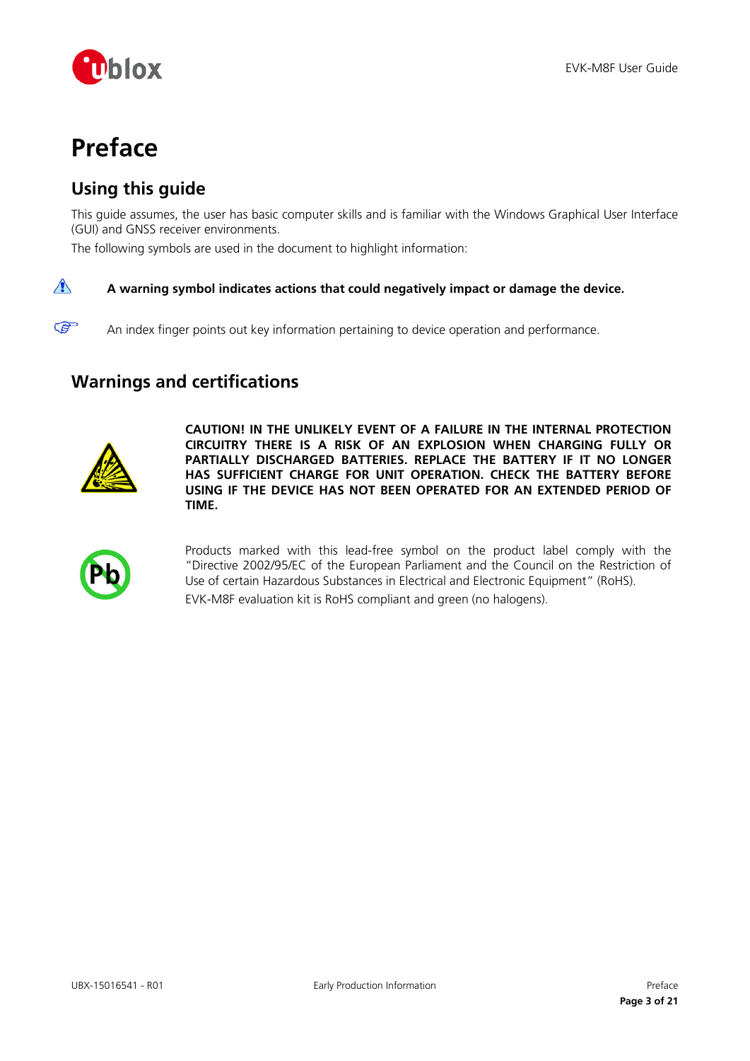# Preface

## Using this guide

This guide assumes, the user has basic computer skills and is familiar with the Windows Graphical User Interface (GUI) and GNSS receiver environments.

The following symbols are used in the document to highlight information:

⚠ **A warning symbol indicates actions that could negatively impact or damage the device.**

☞ An index finger points out key information pertaining to device operation and performance.

## Warnings and certifications

**CAUTION! IN THE UNLIKELY EVENT OF A FAILURE IN THE INTERNAL PROTECTION CIRCUITRY THERE IS A RISK OF AN EXPLOSION WHEN CHARGING FULLY OR PARTIALLY DISCHARGED BATTERIES. REPLACE THE BATTERY IF IT NO LONGER HAS SUFFICIENT CHARGE FOR UNIT OPERATION. CHECK THE BATTERY BEFORE USING IF THE DEVICE HAS NOT BEEN OPERATED FOR AN EXTENDED PERIOD OF TIME.**

Products marked with this lead-free symbol on the product label comply with the "Directive 2002/95/EC of the European Parliament and the Council on the Restriction of Use of certain Hazardous Substances in Electrical and Electronic Equipment" (RoHS).

EVK-M8F evaluation kit is RoHS compliant and green (no halogens).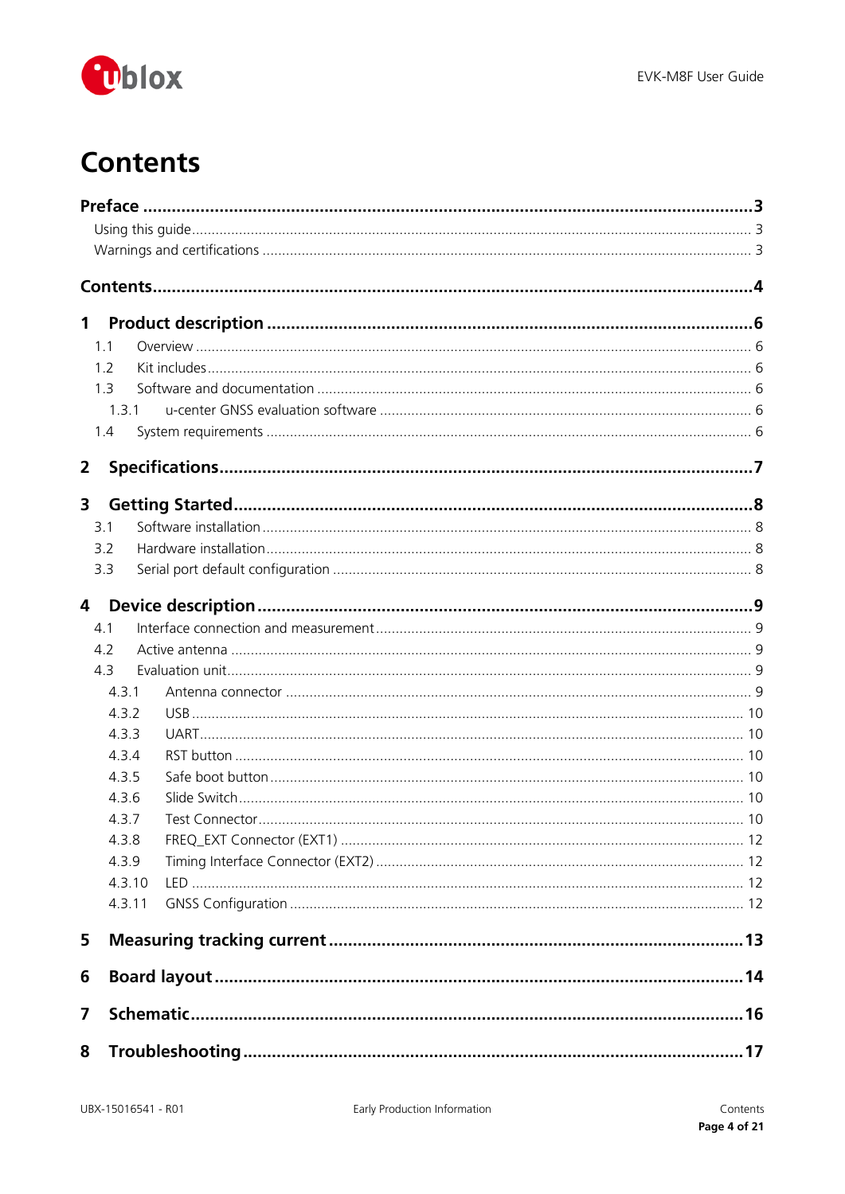# Contents

**Preface ..................................................................................................................................3**

Using this guide.......................................................................................................................... 3

Warnings and certifications ......................................................................................................... 3

**Contents...................................................................................................................................4**

**1 Product description ..........................................................................................................6**

1.1 Overview .......................................................................................................................... 6

1.2 Kit includes....................................................................................................................... 6

1.3 Software and documentation ............................................................................................ 6

1.3.1 u-center GNSS evaluation software ............................................................................ 6

1.4 System requirements ......................................................................................................... 6

**2 Specifications.....................................................................................................................7**

**3 Getting Started..................................................................................................................8**

3.1 Software installation .......................................................................................................... 8

3.2 Hardware installation......................................................................................................... 8

3.3 Serial port default configuration ........................................................................................ 8

**4 Device description .............................................................................................................9**

4.1 Interface connection and measurement .............................................................................. 9

4.2 Active antenna .................................................................................................................. 9

4.3 Evaluation unit.................................................................................................................. 9

4.3.1 Antenna connector .................................................................................................... 9

4.3.2 USB ......................................................................................................................... 10

4.3.3 UART....................................................................................................................... 10

4.3.4 RST button ............................................................................................................... 10

4.3.5 Safe boot button ...................................................................................................... 10

4.3.6 Slide Switch.............................................................................................................. 10

4.3.7 Test Connector......................................................................................................... 10

4.3.8 FREQ_EXT Connector (EXT1) .................................................................................... 12

4.3.9 Timing Interface Connector (EXT2) ........................................................................... 12

4.3.10 LED ......................................................................................................................... 12

4.3.11 GNSS Configuration ................................................................................................. 12

**5 Measuring tracking current ............................................................................................13**

**6 Board layout ....................................................................................................................14**

**7 Schematic.........................................................................................................................16**

**8 Troubleshooting ..............................................................................................................17**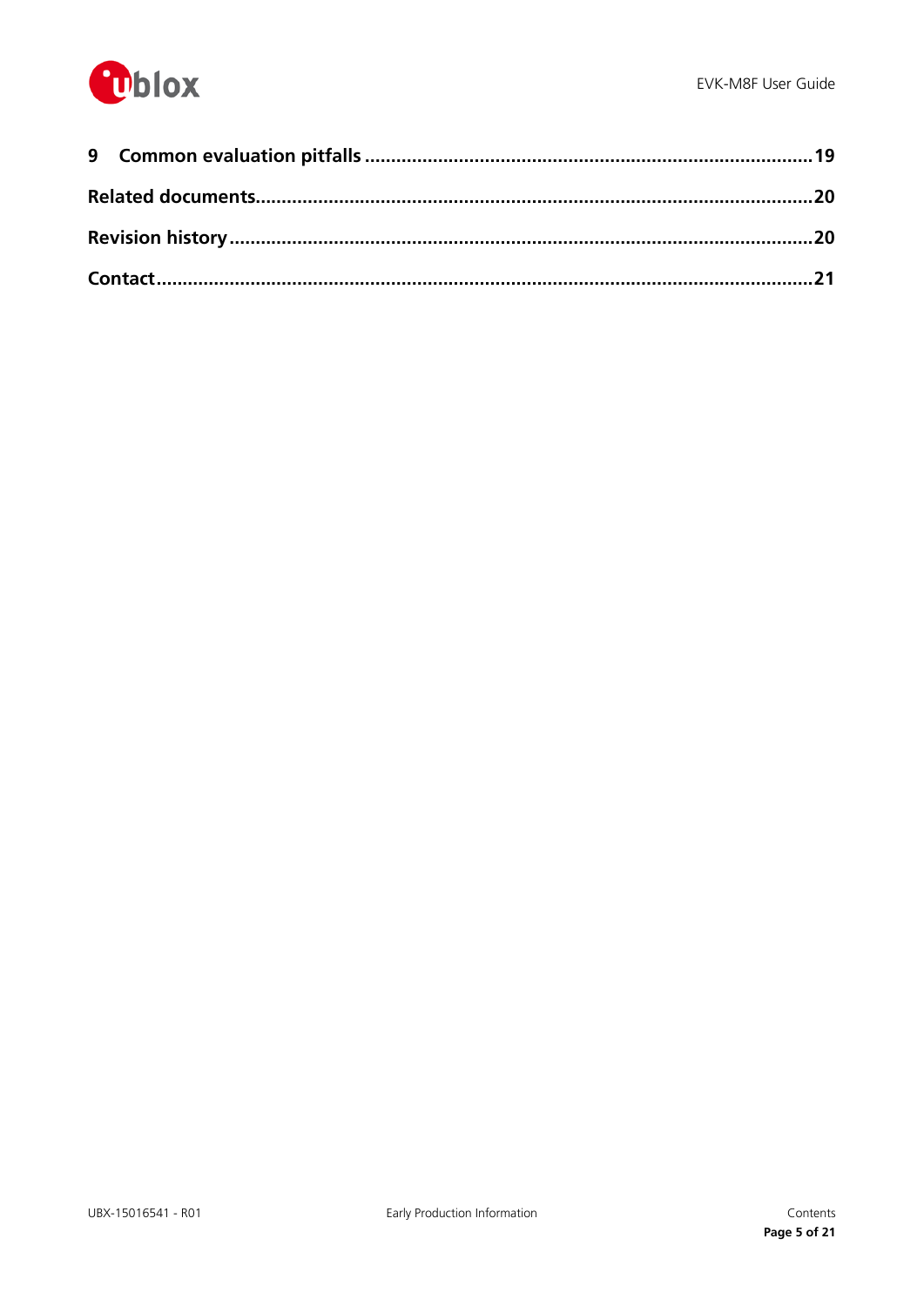**9 Common evaluation pitfalls** .......... **19**

**Related documents** .......... **20**

**Revision history** .......... **20**

**Contact** .......... **21**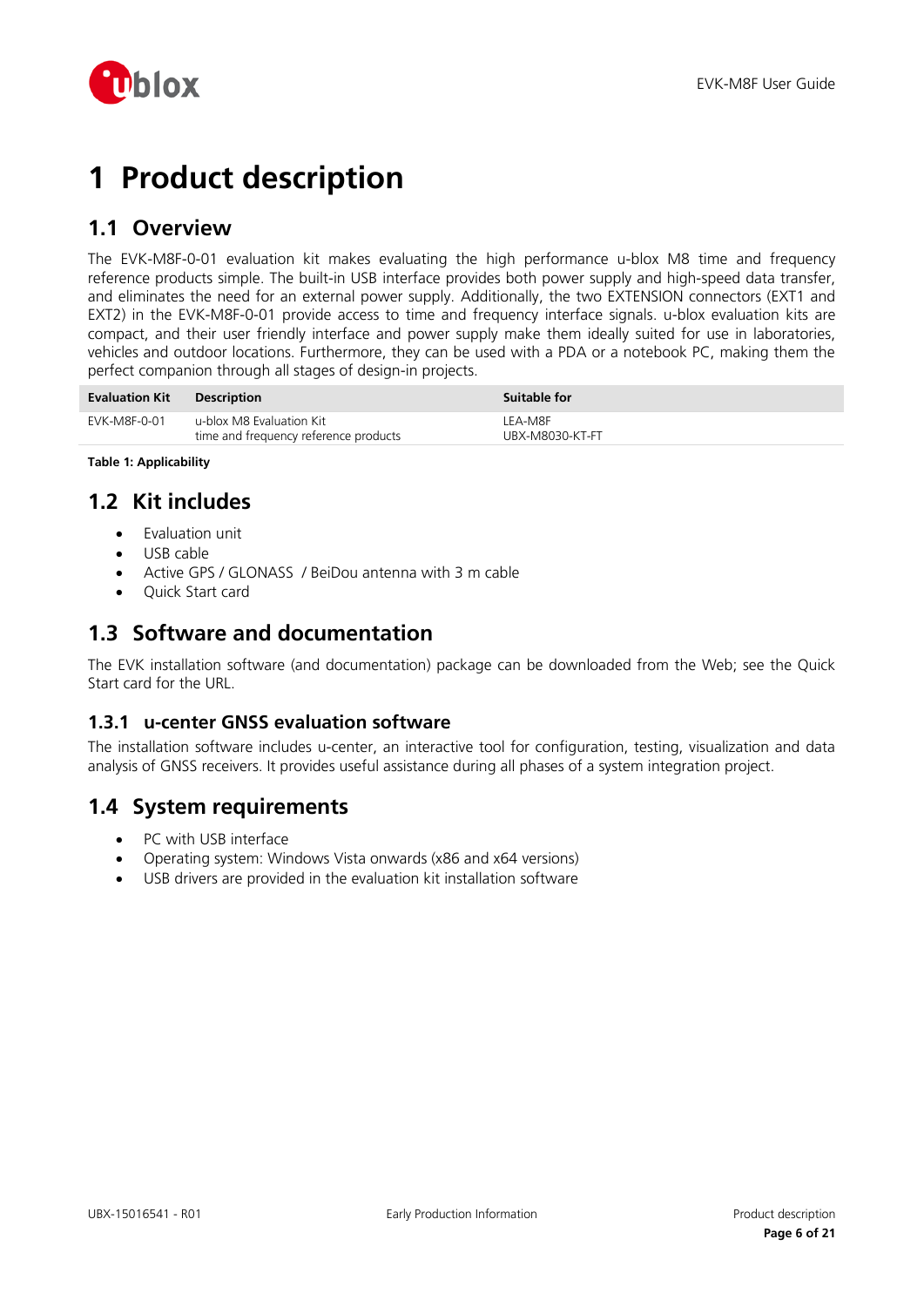# 1 Product description

## 1.1 Overview

The EVK-M8F-0-01 evaluation kit makes evaluating the high performance u-blox M8 time and frequency reference products simple. The built-in USB interface provides both power supply and high-speed data transfer, and eliminates the need for an external power supply. Additionally, the two EXTENSION connectors (EXT1 and EXT2) in the EVK-M8F-0-01 provide access to time and frequency interface signals. u-blox evaluation kits are compact, and their user friendly interface and power supply make them ideally suited for use in laboratories, vehicles and outdoor locations. Furthermore, they can be used with a PDA or a notebook PC, making them the perfect companion through all stages of design-in projects.

| Evaluation Kit | Description | Suitable for |
|---|---|---|
| EVK-M8F-0-01 | u-blox M8 Evaluation Kit<br>time and frequency reference products | LEA-M8F<br>UBX-M8030-KT-FT |

**Table 1: Applicability**

## 1.2 Kit includes

- Evaluation unit
- USB cable
- Active GPS / GLONASS / BeiDou antenna with 3 m cable
- Quick Start card

## 1.3 Software and documentation

The EVK installation software (and documentation) package can be downloaded from the Web; see the Quick Start card for the URL.

### 1.3.1 u-center GNSS evaluation software

The installation software includes u-center, an interactive tool for configuration, testing, visualization and data analysis of GNSS receivers. It provides useful assistance during all phases of a system integration project.

## 1.4 System requirements

- PC with USB interface
- Operating system: Windows Vista onwards (x86 and x64 versions)
- USB drivers are provided in the evaluation kit installation software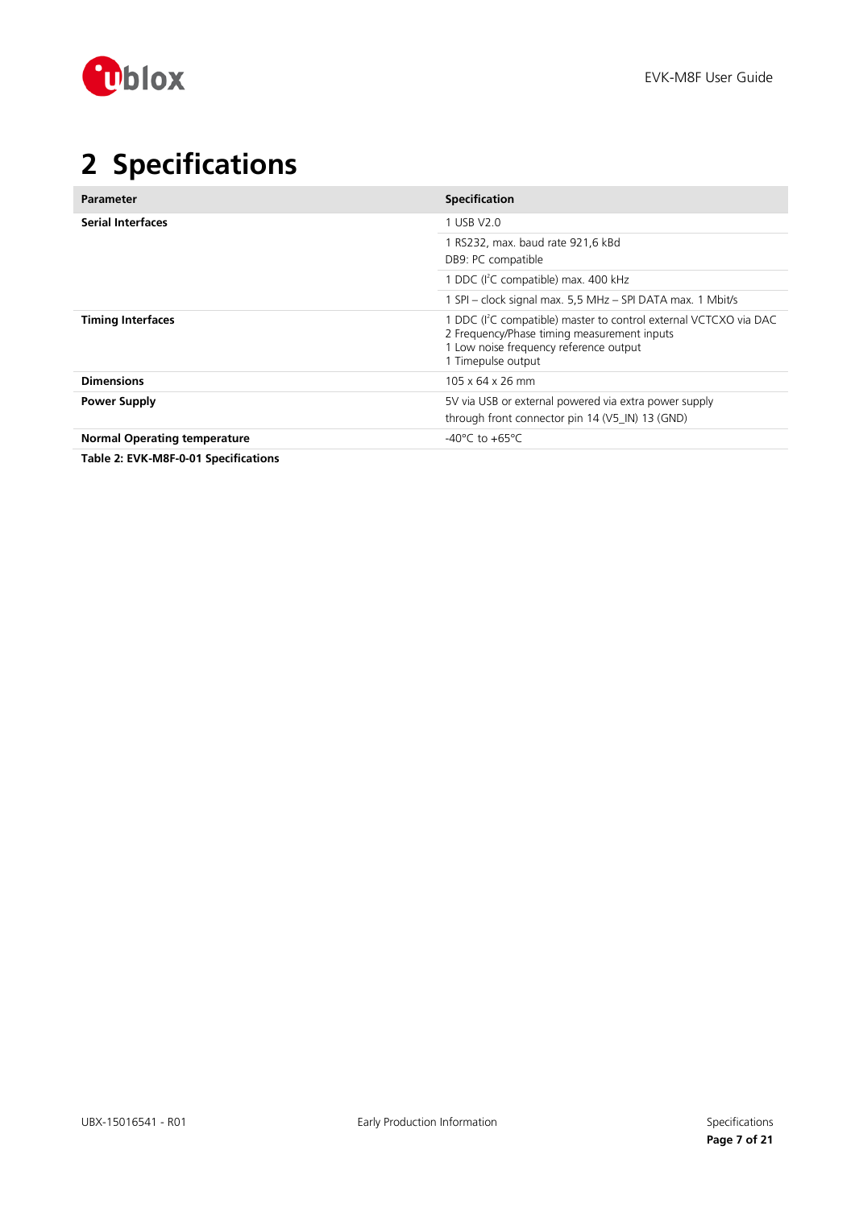# 2 Specifications

| Parameter | Specification |
|---|---|
| **Serial Interfaces** | 1 USB V2.0 |
| | 1 RS232, max. baud rate 921,6 kBd<br>DB9: PC compatible |
| | 1 DDC ($I^2C$ compatible) max. 400 kHz |
| | 1 SPI – clock signal max. 5,5 MHz – SPI DATA max. 1 Mbit/s |
| **Timing Interfaces** | 1 DDC ($I^2C$ compatible) master to control external VCTCXO via DAC<br>2 Frequency/Phase timing measurement inputs<br>1 Low noise frequency reference output<br>1 Timepulse output |
| **Dimensions** | 105 x 64 x 26 mm |
| **Power Supply** | 5V via USB or external powered via extra power supply<br>through front connector pin 14 (V5_IN) 13 (GND) |
| **Normal Operating temperature** | -40°C to +65°C |

**Table 2: EVK-M8F-0-01 Specifications**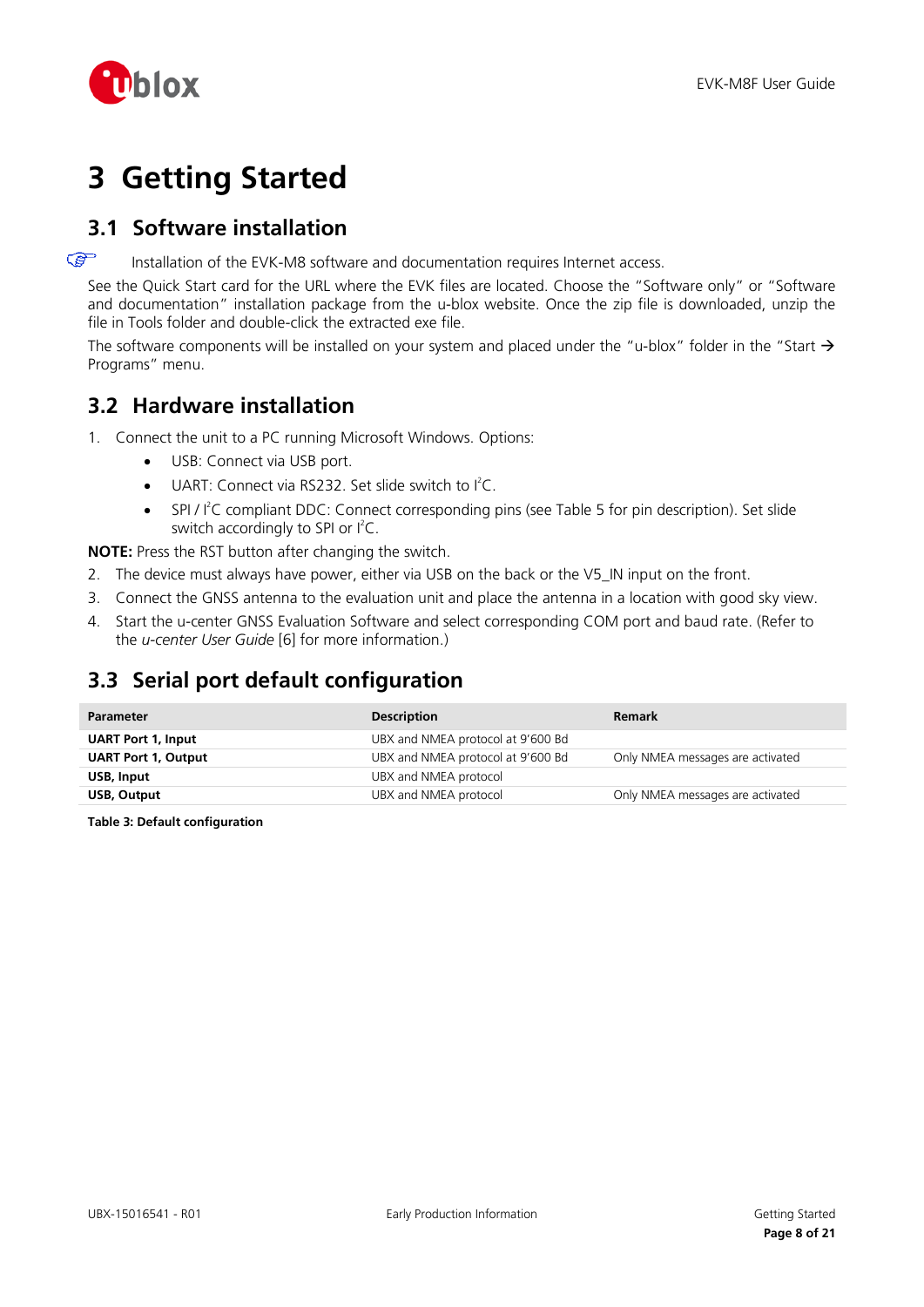# 3 Getting Started

## 3.1 Software installation

☞ Installation of the EVK-M8 software and documentation requires Internet access.

See the Quick Start card for the URL where the EVK files are located. Choose the "Software only" or "Software and documentation" installation package from the u-blox website. Once the zip file is downloaded, unzip the file in Tools folder and double-click the extracted exe file.

The software components will be installed on your system and placed under the "u-blox" folder in the "Start → Programs" menu.

## 3.2 Hardware installation

1. Connect the unit to a PC running Microsoft Windows. Options:
    - USB: Connect via USB port.
    - UART: Connect via RS232. Set slide switch to I²C.
    - SPI / I²C compliant DDC: Connect corresponding pins (see Table 5 for pin description). Set slide switch accordingly to SPI or I²C.

**NOTE:** Press the RST button after changing the switch.

2. The device must always have power, either via USB on the back or the V5_IN input on the front.
3. Connect the GNSS antenna to the evaluation unit and place the antenna in a location with good sky view.
4. Start the u-center GNSS Evaluation Software and select corresponding COM port and baud rate. (Refer to the *u-center User Guide* [6] for more information.)

## 3.3 Serial port default configuration

| Parameter | Description | Remark |
|---|---|---|
| **UART Port 1, Input** | UBX and NMEA protocol at 9'600 Bd | |
| **UART Port 1, Output** | UBX and NMEA protocol at 9'600 Bd | Only NMEA messages are activated |
| **USB, Input** | UBX and NMEA protocol | |
| **USB, Output** | UBX and NMEA protocol | Only NMEA messages are activated |

**Table 3: Default configuration**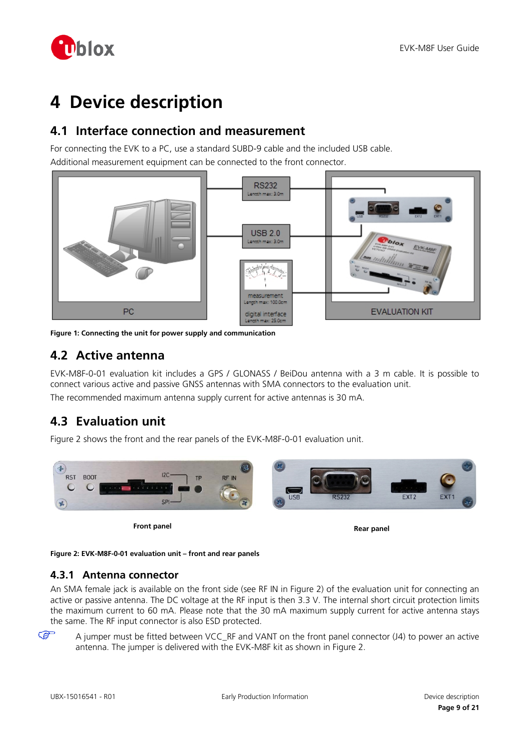# 4 Device description

## 4.1 Interface connection and measurement

For connecting the EVK to a PC, use a standard SUBD-9 cable and the included USB cable.

Additional measurement equipment can be connected to the front connector.

**Figure 1: Connecting the unit for power supply and communication**

## 4.2 Active antenna

EVK-M8F-0-01 evaluation kit includes a GPS / GLONASS / BeiDou antenna with a 3 m cable. It is possible to connect various active and passive GNSS antennas with SMA connectors to the evaluation unit.

The recommended maximum antenna supply current for active antennas is 30 mA.

## 4.3 Evaluation unit

Figure 2 shows the front and the rear panels of the EVK-M8F-0-01 evaluation unit.

**Front panel**

**Rear panel**

**Figure 2: EVK-M8F-0-01 evaluation unit – front and rear panels**

### 4.3.1 Antenna connector

An SMA female jack is available on the front side (see RF IN in Figure 2) of the evaluation unit for connecting an active or passive antenna. The DC voltage at the RF input is then 3.3 V. The internal short circuit protection limits the maximum current to 60 mA. Please note that the 30 mA maximum supply current for active antenna stays the same. The RF input connector is also ESD protected.

☞ A jumper must be fitted between VCC_RF and VANT on the front panel connector (J4) to power an active antenna. The jumper is delivered with the EVK-M8F kit as shown in Figure 2.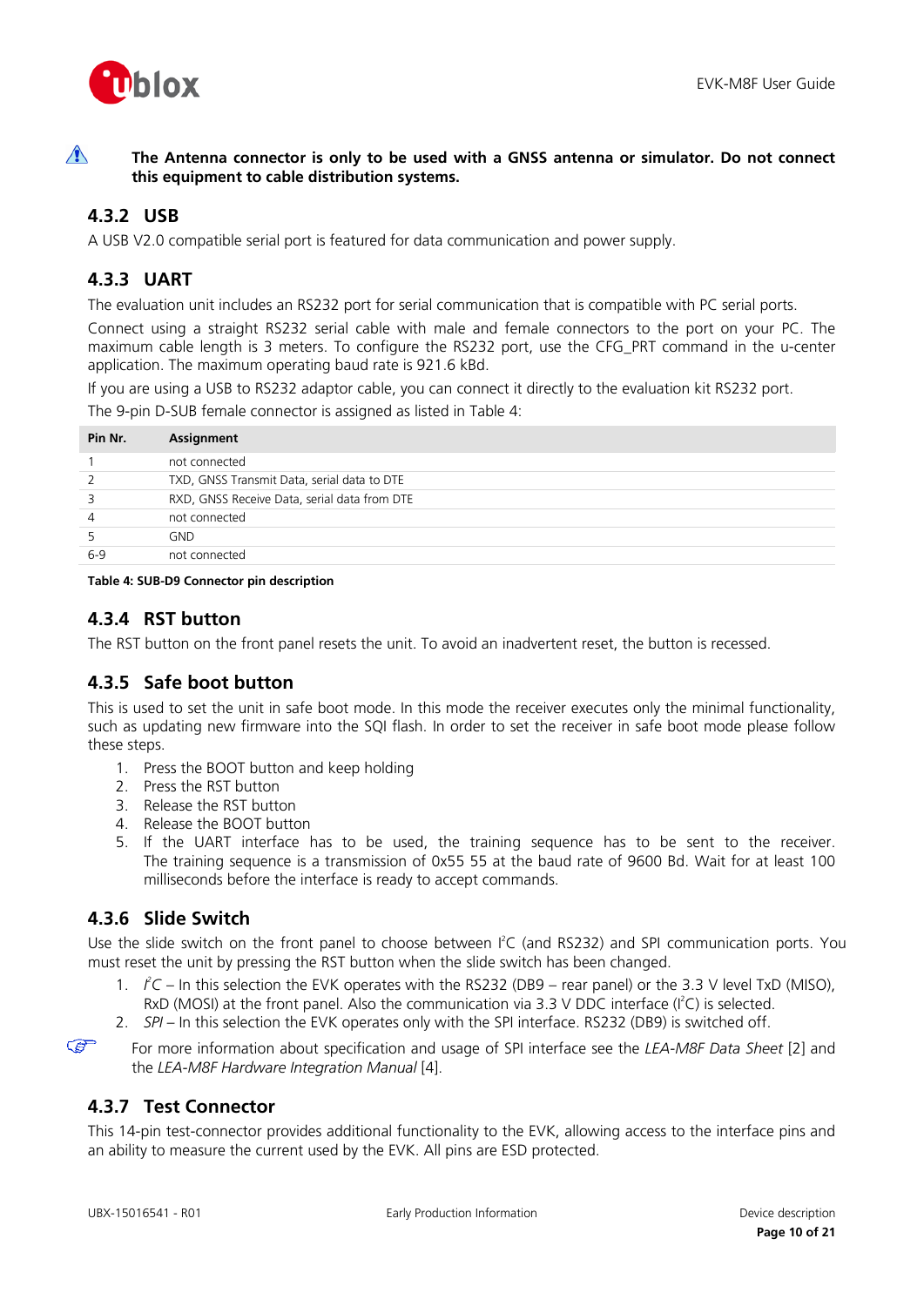⚠ **The Antenna connector is only to be used with a GNSS antenna or simulator. Do not connect this equipment to cable distribution systems.**

### 4.3.2 USB

A USB V2.0 compatible serial port is featured for data communication and power supply.

### 4.3.3 UART

The evaluation unit includes an RS232 port for serial communication that is compatible with PC serial ports.

Connect using a straight RS232 serial cable with male and female connectors to the port on your PC. The maximum cable length is 3 meters. To configure the RS232 port, use the CFG_PRT command in the u-center application. The maximum operating baud rate is 921.6 kBd.

If you are using a USB to RS232 adaptor cable, you can connect it directly to the evaluation kit RS232 port.

The 9-pin D-SUB female connector is assigned as listed in Table 4:

| Pin Nr. | Assignment |
|---|---|
| 1 | not connected |
| 2 | TXD, GNSS Transmit Data, serial data to DTE |
| 3 | RXD, GNSS Receive Data, serial data from DTE |
| 4 | not connected |
| 5 | GND |
| 6-9 | not connected |

**Table 4: SUB-D9 Connector pin description**

### 4.3.4 RST button

The RST button on the front panel resets the unit. To avoid an inadvertent reset, the button is recessed.

### 4.3.5 Safe boot button

This is used to set the unit in safe boot mode. In this mode the receiver executes only the minimal functionality, such as updating new firmware into the SQI flash. In order to set the receiver in safe boot mode please follow these steps.

1. Press the BOOT button and keep holding
2. Press the RST button
3. Release the RST button
4. Release the BOOT button
5. If the UART interface has to be used, the training sequence has to be sent to the receiver. The training sequence is a transmission of 0x55 55 at the baud rate of 9600 Bd. Wait for at least 100 milliseconds before the interface is ready to accept commands.

### 4.3.6 Slide Switch

Use the slide switch on the front panel to choose between I²C (and RS232) and SPI communication ports. You must reset the unit by pressing the RST button when the slide switch has been changed.

1. *I²C* – In this selection the EVK operates with the RS232 (DB9 – rear panel) or the 3.3 V level TxD (MISO), RxD (MOSI) at the front panel. Also the communication via 3.3 V DDC interface (I²C) is selected.
2. *SPI* – In this selection the EVK operates only with the SPI interface. RS232 (DB9) is switched off.

☞ For more information about specification and usage of SPI interface see the *LEA-M8F Data Sheet* [2] and the *LEA-M8F Hardware Integration Manual* [4].

### 4.3.7 Test Connector

This 14-pin test-connector provides additional functionality to the EVK, allowing access to the interface pins and an ability to measure the current used by the EVK. All pins are ESD protected.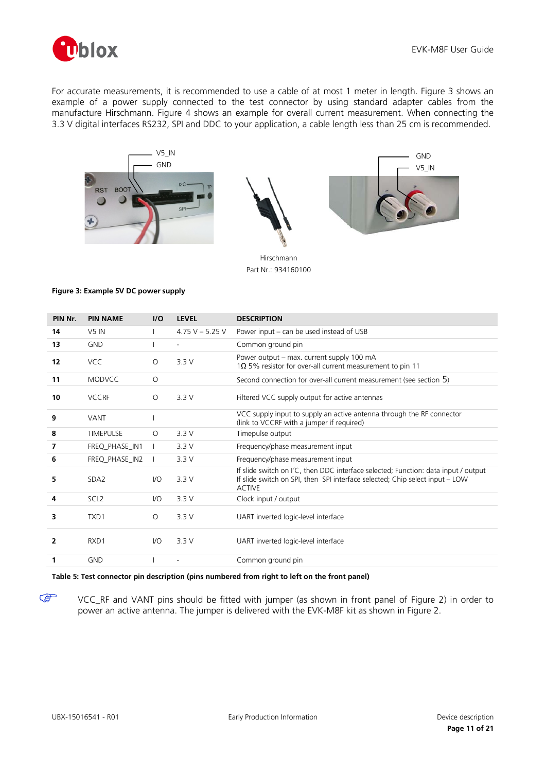For accurate measurements, it is recommended to use a cable of at most 1 meter in length. Figure 3 shows an example of a power supply connected to the test connector by using standard adapter cables from the manufacture Hirschmann. Figure 4 shows an example for overall current measurement. When connecting the 3.3 V digital interfaces RS232, SPI and DDC to your application, a cable length less than 25 cm is recommended.

V5_IN
GND

Hirschmann
Part Nr.: 934160100

GND
V5_IN

**Figure 3: Example 5V DC power supply**

| PIN Nr. | PIN NAME | I/O | LEVEL | DESCRIPTION |
|---|---|---|---|---|
| **14** | V5 IN | I | 4.75 V – 5.25 V | Power input – can be used instead of USB |
| **13** | GND | I | - | Common ground pin |
| **12** | VCC | O | 3.3 V | Power output – max. current supply 100 mA<br>1Ω 5% resistor for over-all current measurement to pin 11 |
| **11** | MODVCC | O | | Second connection for over-all current measurement (see section 5) |
| **10** | VCCRF | O | 3.3 V | Filtered VCC supply output for active antennas |
| **9** | VANT | I | | VCC supply input to supply an active antenna through the RF connector (link to VCCRF with a jumper if required) |
| **8** | TIMEPULSE | O | 3.3 V | Timepulse output |
| **7** | FREQ_PHASE_IN1 | I | 3.3 V | Frequency/phase measurement input |
| **6** | FREQ_PHASE_IN2 | I | 3.3 V | Frequency/phase measurement input |
| **5** | SDA2 | I/O | 3.3 V | If slide switch on I²C, then DDC interface selected; Function: data input / output<br>If slide switch on SPI, then SPI interface selected; Chip select input – LOW ACTIVE |
| **4** | SCL2 | I/O | 3.3 V | Clock input / output |
| **3** | TXD1 | O | 3.3 V | UART inverted logic-level interface |
| **2** | RXD1 | I/O | 3.3 V | UART inverted logic-level interface |
| **1** | GND | I | - | Common ground pin |

**Table 5: Test connector pin description (pins numbered from right to left on the front panel)**

☞ VCC_RF and VANT pins should be fitted with jumper (as shown in front panel of Figure 2) in order to power an active antenna. The jumper is delivered with the EVK-M8F kit as shown in Figure 2.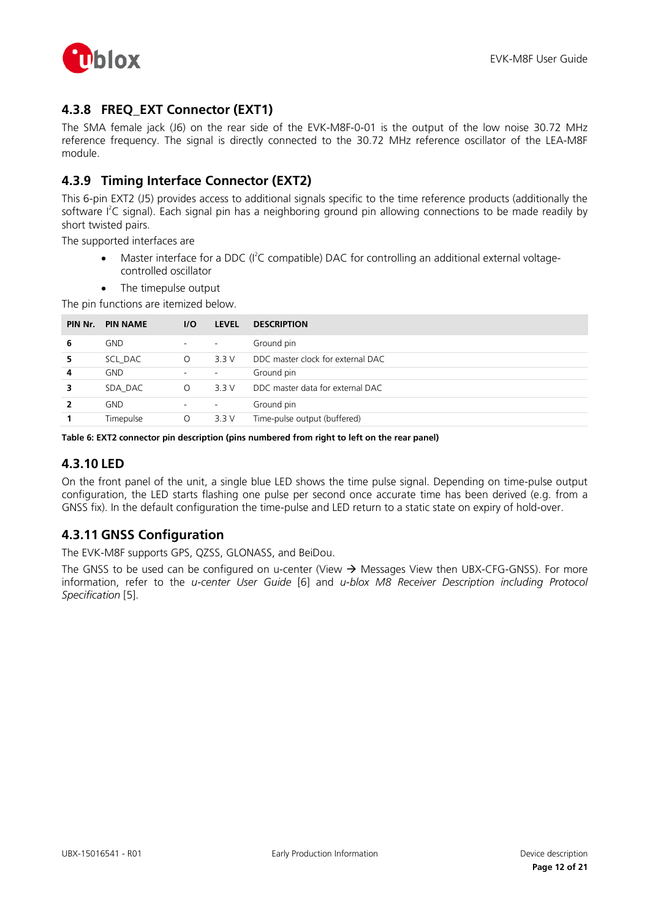### 4.3.8 FREQ_EXT Connector (EXT1)

The SMA female jack (J6) on the rear side of the EVK-M8F-0-01 is the output of the low noise 30.72 MHz reference frequency. The signal is directly connected to the 30.72 MHz reference oscillator of the LEA-M8F module.

### 4.3.9 Timing Interface Connector (EXT2)

This 6-pin EXT2 (J5) provides access to additional signals specific to the time reference products (additionally the software $I^2C$ signal). Each signal pin has a neighboring ground pin allowing connections to be made readily by short twisted pairs.

The supported interfaces are

- Master interface for a DDC ($I^2C$ compatible) DAC for controlling an additional external voltage-controlled oscillator
- The timepulse output

The pin functions are itemized below.

| PIN Nr. | PIN NAME | I/O | LEVEL | DESCRIPTION |
|---|---|---|---|---|
| **6** | GND | - | - | Ground pin |
| **5** | SCL_DAC | O | 3.3 V | DDC master clock for external DAC |
| **4** | GND | - | - | Ground pin |
| **3** | SDA_DAC | O | 3.3 V | DDC master data for external DAC |
| **2** | GND | - | - | Ground pin |
| **1** | Timepulse | O | 3.3 V | Time-pulse output (buffered) |

**Table 6: EXT2 connector pin description (pins numbered from right to left on the rear panel)**

### 4.3.10 LED

On the front panel of the unit, a single blue LED shows the time pulse signal. Depending on time-pulse output configuration, the LED starts flashing one pulse per second once accurate time has been derived (e.g. from a GNSS fix). In the default configuration the time-pulse and LED return to a static state on expiry of hold-over.

### 4.3.11 GNSS Configuration

The EVK-M8F supports GPS, QZSS, GLONASS, and BeiDou.

The GNSS to be used can be configured on u-center (View → Messages View then UBX-CFG-GNSS). For more information, refer to the *u-center User Guide* [6] and *u-blox M8 Receiver Description including Protocol Specification* [5].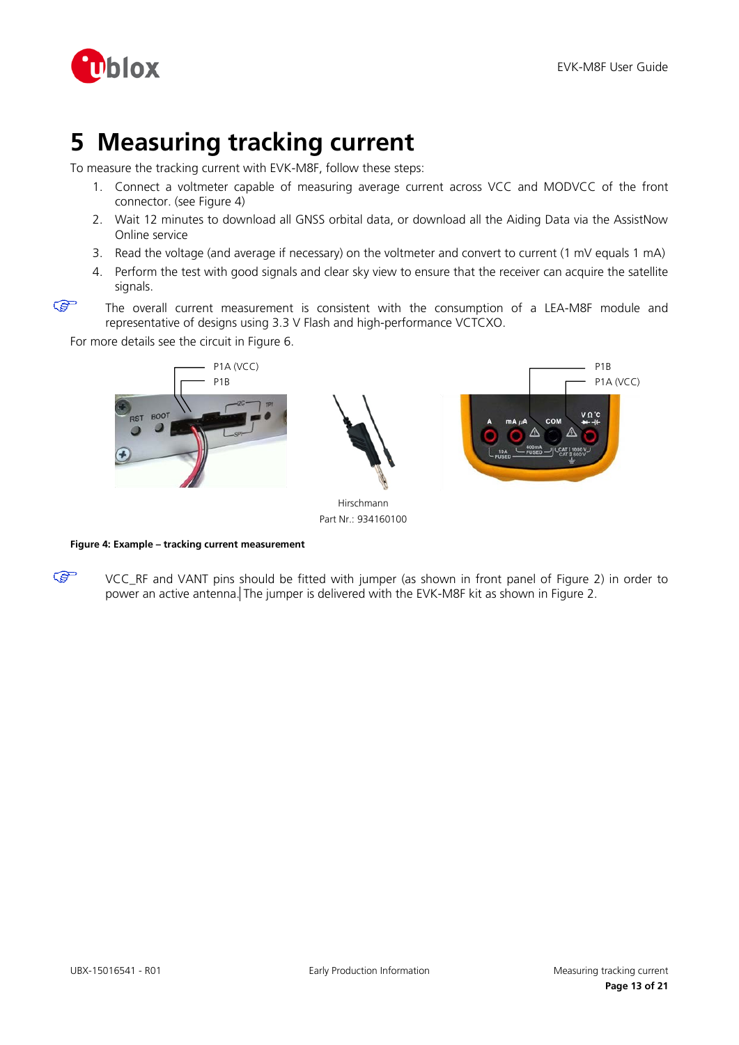# 5 Measuring tracking current

To measure the tracking current with EVK-M8F, follow these steps:

1. Connect a voltmeter capable of measuring average current across VCC and MODVCC of the front connector. (see Figure 4)
2. Wait 12 minutes to download all GNSS orbital data, or download all the Aiding Data via the AssistNow Online service
3. Read the voltage (and average if necessary) on the voltmeter and convert to current (1 mV equals 1 mA)
4. Perform the test with good signals and clear sky view to ensure that the receiver can acquire the satellite signals.

☞ The overall current measurement is consistent with the consumption of a LEA-M8F module and representative of designs using 3.3 V Flash and high-performance VCTCXO.

For more details see the circuit in Figure 6.

P1A (VCC)
P1B

Hirschmann
Part Nr.: 934160100

P1B
P1A (VCC)

**Figure 4: Example – tracking current measurement**

☞ VCC_RF and VANT pins should be fitted with jumper (as shown in front panel of Figure 2) in order to power an active antenna. The jumper is delivered with the EVK-M8F kit as shown in Figure 2.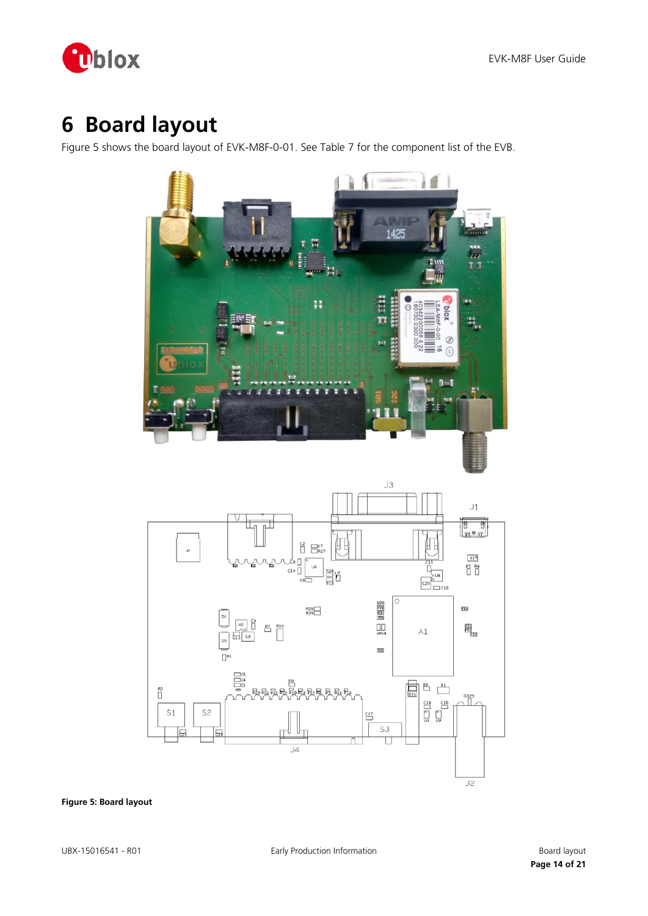# 6 Board layout

Figure 5 shows the board layout of EVK-M8F-0-01. See Table 7 for the component list of the EVB.

**Figure 5: Board layout**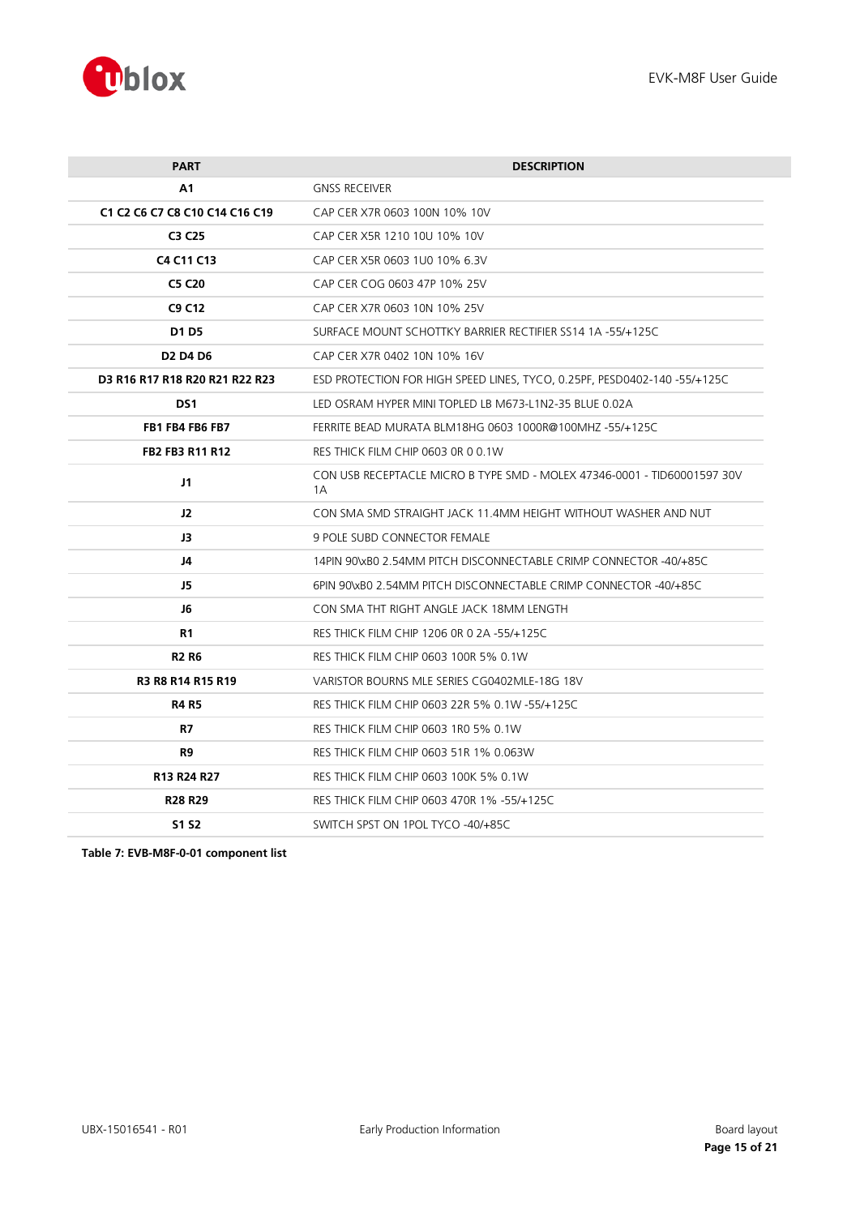| PART | DESCRIPTION |
| --- | --- |
| **A1** | GNSS RECEIVER |
| **C1 C2 C6 C7 C8 C10 C14 C16 C19** | CAP CER X7R 0603 100N 10% 10V |
| **C3 C25** | CAP CER X5R 1210 10U 10% 10V |
| **C4 C11 C13** | CAP CER X5R 0603 1U0 10% 6.3V |
| **C5 C20** | CAP CER COG 0603 47P 10% 25V |
| **C9 C12** | CAP CER X7R 0603 10N 10% 25V |
| **D1 D5** | SURFACE MOUNT SCHOTTKY BARRIER RECTIFIER SS14 1A -55/+125C |
| **D2 D4 D6** | CAP CER X7R 0402 10N 10% 16V |
| **D3 R16 R17 R18 R20 R21 R22 R23** | ESD PROTECTION FOR HIGH SPEED LINES, TYCO, 0.25PF, PESD0402-140 -55/+125C |
| **DS1** | LED OSRAM HYPER MINI TOPLED LB M673-L1N2-35 BLUE 0.02A |
| **FB1 FB4 FB6 FB7** | FERRITE BEAD MURATA BLM18HG 0603 1000R@100MHZ -55/+125C |
| **FB2 FB3 R11 R12** | RES THICK FILM CHIP 0603 0R 0 0.1W |
| **J1** | CON USB RECEPTACLE MICRO B TYPE SMD - MOLEX 47346-0001 - TID60001597 30V 1A |
| **J2** | CON SMA SMD STRAIGHT JACK 11.4MM HEIGHT WITHOUT WASHER AND NUT |
| **J3** | 9 POLE SUBD CONNECTOR FEMALE |
| **J4** | 14PIN 90\xB0 2.54MM PITCH DISCONNECTABLE CRIMP CONNECTOR -40/+85C |
| **J5** | 6PIN 90\xB0 2.54MM PITCH DISCONNECTABLE CRIMP CONNECTOR -40/+85C |
| **J6** | CON SMA THT RIGHT ANGLE JACK 18MM LENGTH |
| **R1** | RES THICK FILM CHIP 1206 0R 0 2A -55/+125C |
| **R2 R6** | RES THICK FILM CHIP 0603 100R 5% 0.1W |
| **R3 R8 R14 R15 R19** | VARISTOR BOURNS MLE SERIES CG0402MLE-18G 18V |
| **R4 R5** | RES THICK FILM CHIP 0603 22R 5% 0.1W -55/+125C |
| **R7** | RES THICK FILM CHIP 0603 1R0 5% 0.1W |
| **R9** | RES THICK FILM CHIP 0603 51R 1% 0.063W |
| **R13 R24 R27** | RES THICK FILM CHIP 0603 100K 5% 0.1W |
| **R28 R29** | RES THICK FILM CHIP 0603 470R 1% -55/+125C |
| **S1 S2** | SWITCH SPST ON 1POL TYCO -40/+85C |

**Table 7: EVB-M8F-0-01 component list**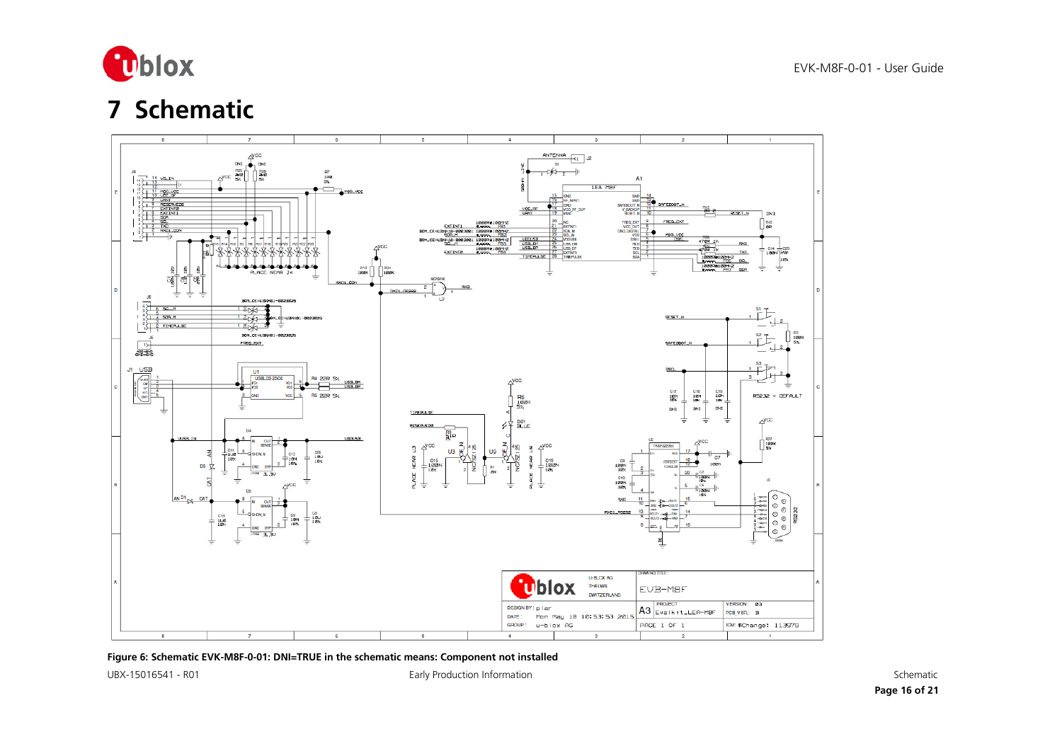# 7 Schematic

**Figure 6: Schematic EVK-M8F-0-01: DNI=TRUE in the schematic means: Component not installed**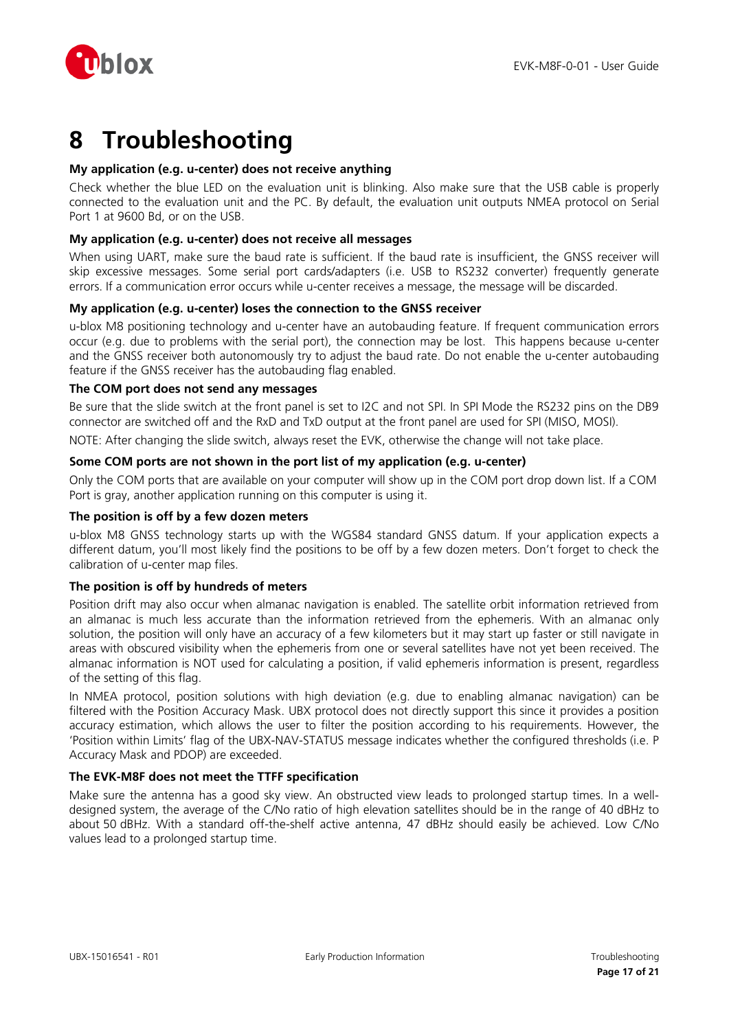# 8 Troubleshooting

**My application (e.g. u-center) does not receive anything**

Check whether the blue LED on the evaluation unit is blinking. Also make sure that the USB cable is properly connected to the evaluation unit and the PC. By default, the evaluation unit outputs NMEA protocol on Serial Port 1 at 9600 Bd, or on the USB.

**My application (e.g. u-center) does not receive all messages**

When using UART, make sure the baud rate is sufficient. If the baud rate is insufficient, the GNSS receiver will skip excessive messages. Some serial port cards/adapters (i.e. USB to RS232 converter) frequently generate errors. If a communication error occurs while u-center receives a message, the message will be discarded.

**My application (e.g. u-center) loses the connection to the GNSS receiver**

u-blox M8 positioning technology and u-center have an autobauding feature. If frequent communication errors occur (e.g. due to problems with the serial port), the connection may be lost. This happens because u-center and the GNSS receiver both autonomously try to adjust the baud rate. Do not enable the u-center autobauding feature if the GNSS receiver has the autobauding flag enabled.

**The COM port does not send any messages**

Be sure that the slide switch at the front panel is set to I2C and not SPI. In SPI Mode the RS232 pins on the DB9 connector are switched off and the RxD and TxD output at the front panel are used for SPI (MISO, MOSI).

NOTE: After changing the slide switch, always reset the EVK, otherwise the change will not take place.

**Some COM ports are not shown in the port list of my application (e.g. u-center)**

Only the COM ports that are available on your computer will show up in the COM port drop down list. If a COM Port is gray, another application running on this computer is using it.

**The position is off by a few dozen meters**

u-blox M8 GNSS technology starts up with the WGS84 standard GNSS datum. If your application expects a different datum, you'll most likely find the positions to be off by a few dozen meters. Don't forget to check the calibration of u-center map files.

**The position is off by hundreds of meters**

Position drift may also occur when almanac navigation is enabled. The satellite orbit information retrieved from an almanac is much less accurate than the information retrieved from the ephemeris. With an almanac only solution, the position will only have an accuracy of a few kilometers but it may start up faster or still navigate in areas with obscured visibility when the ephemeris from one or several satellites have not yet been received. The almanac information is NOT used for calculating a position, if valid ephemeris information is present, regardless of the setting of this flag.

In NMEA protocol, position solutions with high deviation (e.g. due to enabling almanac navigation) can be filtered with the Position Accuracy Mask. UBX protocol does not directly support this since it provides a position accuracy estimation, which allows the user to filter the position according to his requirements. However, the 'Position within Limits' flag of the UBX-NAV-STATUS message indicates whether the configured thresholds (i.e. P Accuracy Mask and PDOP) are exceeded.

**The EVK-M8F does not meet the TTFF specification**

Make sure the antenna has a good sky view. An obstructed view leads to prolonged startup times. In a well-designed system, the average of the C/No ratio of high elevation satellites should be in the range of 40 dBHz to about 50 dBHz. With a standard off-the-shelf active antenna, 47 dBHz should easily be achieved. Low C/No values lead to a prolonged startup time.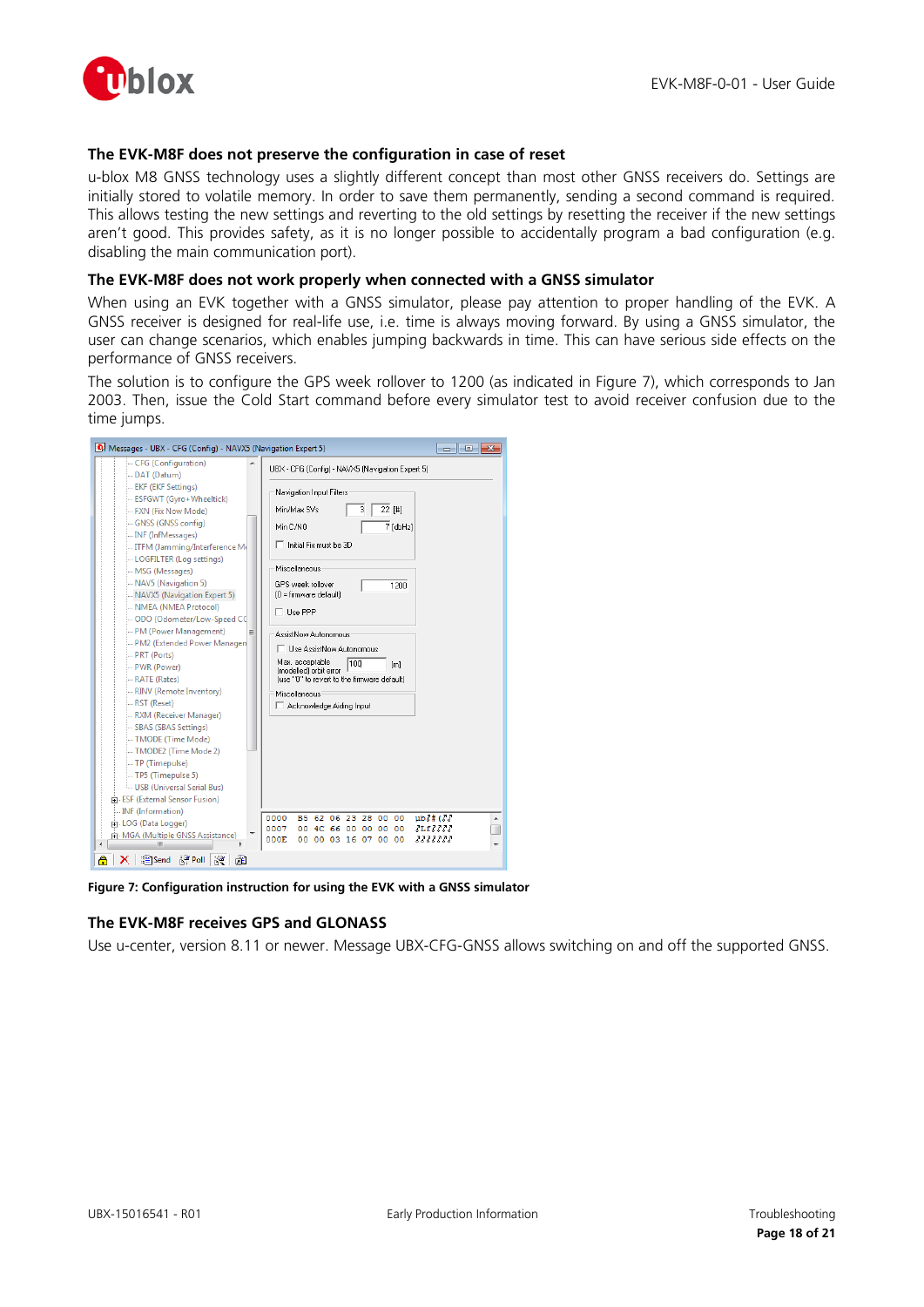### The EVK-M8F does not preserve the configuration in case of reset

u-blox M8 GNSS technology uses a slightly different concept than most other GNSS receivers do. Settings are initially stored to volatile memory. In order to save them permanently, sending a second command is required. This allows testing the new settings and reverting to the old settings by resetting the receiver if the new settings aren't good. This provides safety, as it is no longer possible to accidentally program a bad configuration (e.g. disabling the main communication port).

### The EVK-M8F does not work properly when connected with a GNSS simulator

When using an EVK together with a GNSS simulator, please pay attention to proper handling of the EVK. A GNSS receiver is designed for real-life use, i.e. time is always moving forward. By using a GNSS simulator, the user can change scenarios, which enables jumping backwards in time. This can have serious side effects on the performance of GNSS receivers.

The solution is to configure the GPS week rollover to 1200 (as indicated in Figure 7), which corresponds to Jan 2003. Then, issue the Cold Start command before every simulator test to avoid receiver confusion due to the time jumps.

**Figure 7: Configuration instruction for using the EVK with a GNSS simulator**

### The EVK-M8F receives GPS and GLONASS

Use u-center, version 8.11 or newer. Message UBX-CFG-GNSS allows switching on and off the supported GNSS.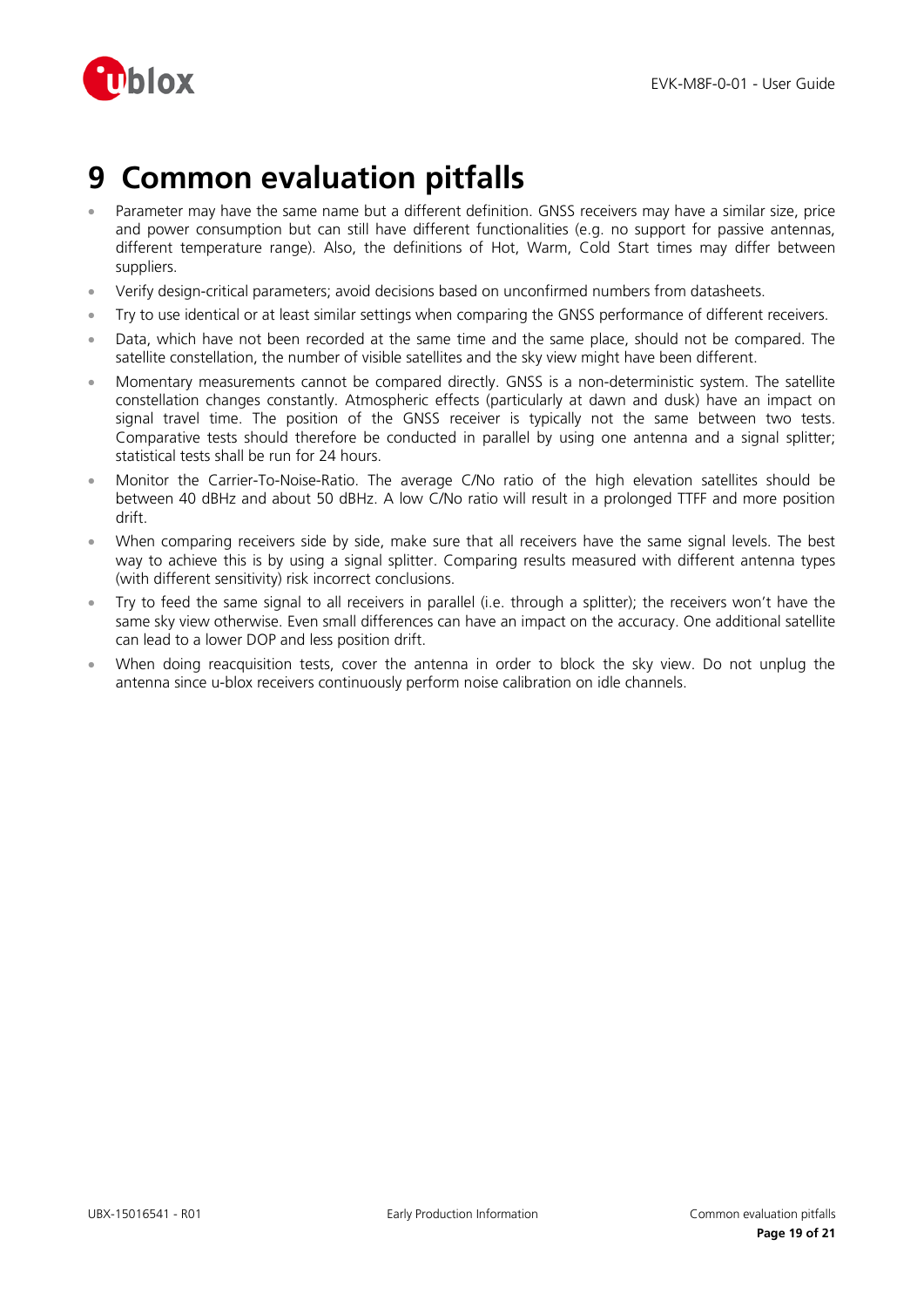# 9 Common evaluation pitfalls

- Parameter may have the same name but a different definition. GNSS receivers may have a similar size, price and power consumption but can still have different functionalities (e.g. no support for passive antennas, different temperature range). Also, the definitions of Hot, Warm, Cold Start times may differ between suppliers.
- Verify design-critical parameters; avoid decisions based on unconfirmed numbers from datasheets.
- Try to use identical or at least similar settings when comparing the GNSS performance of different receivers.
- Data, which have not been recorded at the same time and the same place, should not be compared. The satellite constellation, the number of visible satellites and the sky view might have been different.
- Momentary measurements cannot be compared directly. GNSS is a non-deterministic system. The satellite constellation changes constantly. Atmospheric effects (particularly at dawn and dusk) have an impact on signal travel time. The position of the GNSS receiver is typically not the same between two tests. Comparative tests should therefore be conducted in parallel by using one antenna and a signal splitter; statistical tests shall be run for 24 hours.
- Monitor the Carrier-To-Noise-Ratio. The average C/No ratio of the high elevation satellites should be between 40 dBHz and about 50 dBHz. A low C/No ratio will result in a prolonged TTFF and more position drift.
- When comparing receivers side by side, make sure that all receivers have the same signal levels. The best way to achieve this is by using a signal splitter. Comparing results measured with different antenna types (with different sensitivity) risk incorrect conclusions.
- Try to feed the same signal to all receivers in parallel (i.e. through a splitter); the receivers won't have the same sky view otherwise. Even small differences can have an impact on the accuracy. One additional satellite can lead to a lower DOP and less position drift.
- When doing reacquisition tests, cover the antenna in order to block the sky view. Do not unplug the antenna since u-blox receivers continuously perform noise calibration on idle channels.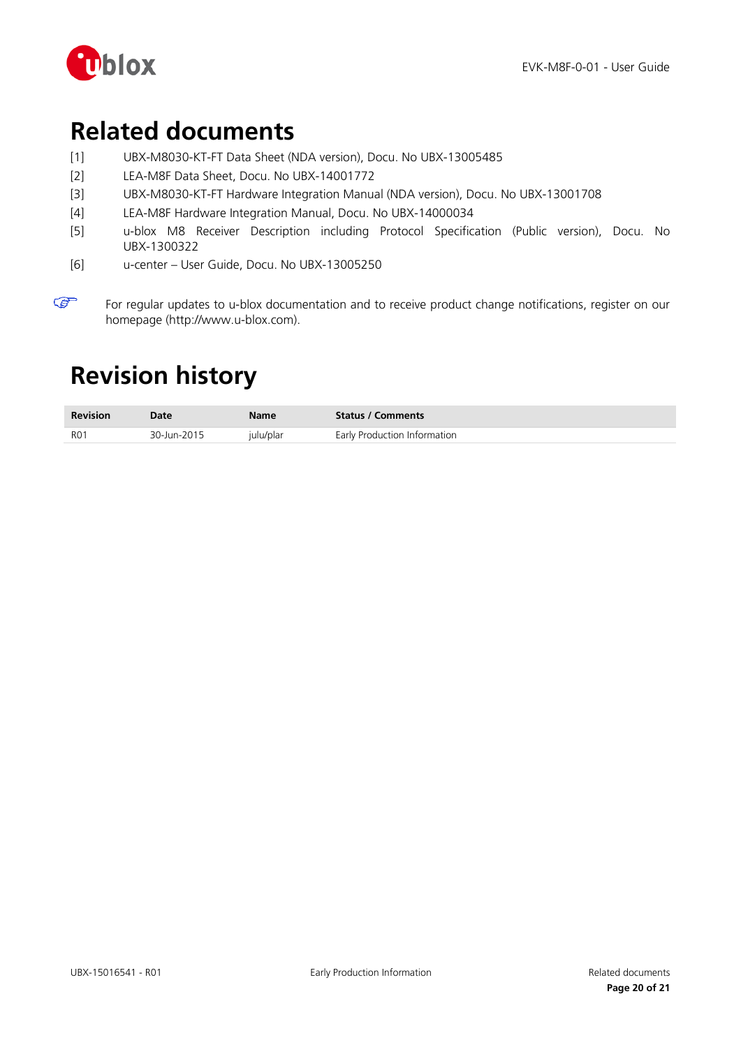# Related documents

[1] UBX-M8030-KT-FT Data Sheet (NDA version), Docu. No UBX-13005485

[2] LEA-M8F Data Sheet, Docu. No UBX-14001772

[3] UBX-M8030-KT-FT Hardware Integration Manual (NDA version), Docu. No UBX-13001708

[4] LEA-M8F Hardware Integration Manual, Docu. No UBX-14000034

[5] u-blox M8 Receiver Description including Protocol Specification (Public version), Docu. No UBX-1300322

[6] u-center – User Guide, Docu. No UBX-13005250

☞ For regular updates to u-blox documentation and to receive product change notifications, register on our homepage (http://www.u-blox.com).

# Revision history

| Revision | Date | Name | Status / Comments |
|---|---|---|---|
| R01 | 30-Jun-2015 | julu/plar | Early Production Information |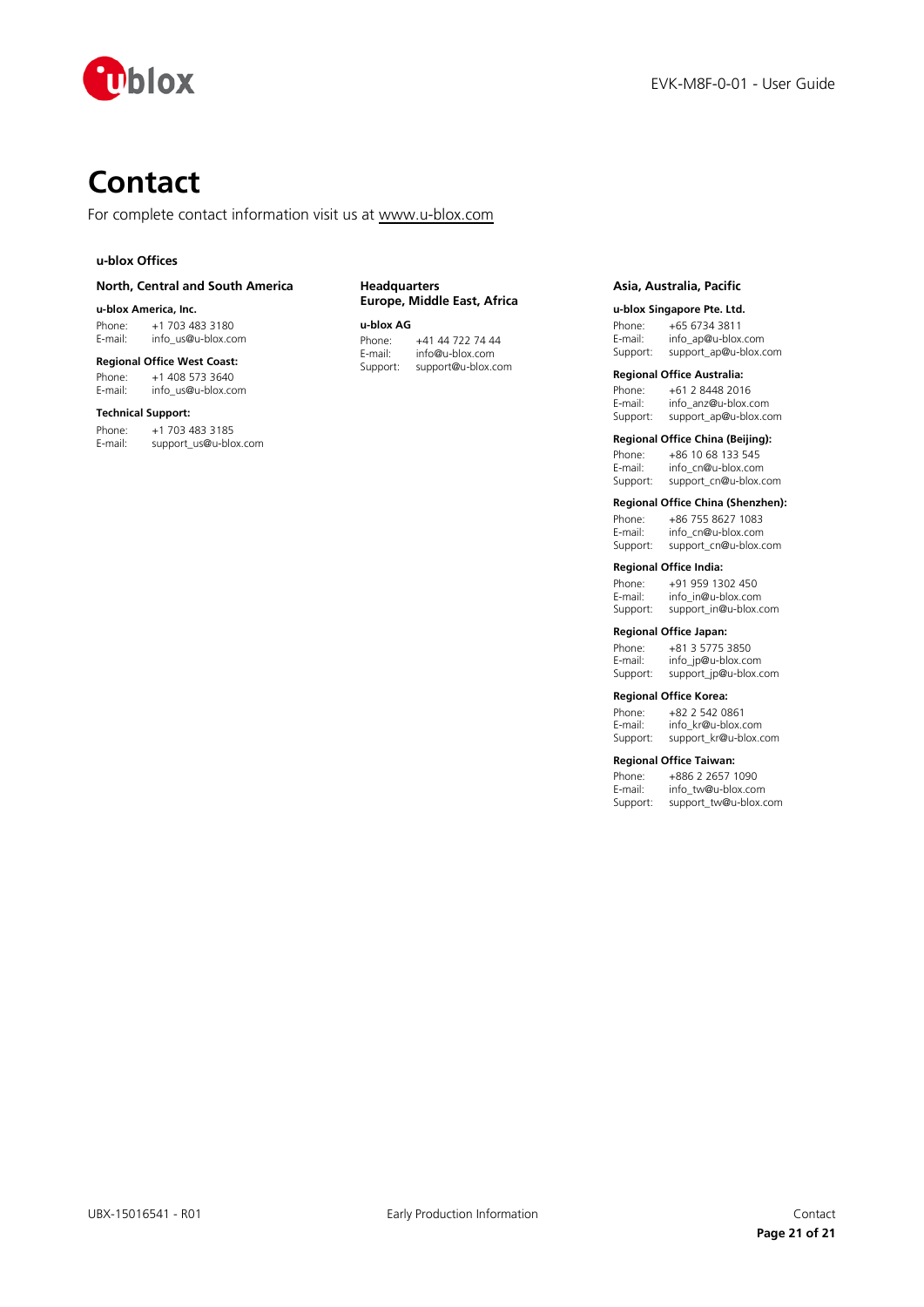# Contact

For complete contact information visit us at www.u-blox.com

### u-blox Offices

#### North, Central and South America

**u-blox America, Inc.**

Phone: +1 703 483 3180
E-mail: info_us@u-blox.com

**Regional Office West Coast:**

Phone: +1 408 573 3640
E-mail: info_us@u-blox.com

**Technical Support:**

Phone: +1 703 483 3185
E-mail: support_us@u-blox.com

#### Headquarters
#### Europe, Middle East, Africa

**u-blox AG**

Phone: +41 44 722 74 44
E-mail: info@u-blox.com
Support: support@u-blox.com

#### Asia, Australia, Pacific

**u-blox Singapore Pte. Ltd.**

Phone: +65 6734 3811
E-mail: info_ap@u-blox.com
Support: support_ap@u-blox.com

**Regional Office Australia:**

Phone: +61 2 8448 2016
E-mail: info_anz@u-blox.com
Support: support_ap@u-blox.com

**Regional Office China (Beijing):**

Phone: +86 10 68 133 545
E-mail: info_cn@u-blox.com
Support: support_cn@u-blox.com

**Regional Office China (Shenzhen):**

Phone: +86 755 8627 1083
E-mail: info_cn@u-blox.com
Support: support_cn@u-blox.com

**Regional Office India:**

Phone: +91 959 1302 450
E-mail: info_in@u-blox.com
Support: support_in@u-blox.com

**Regional Office Japan:**

Phone: +81 3 5775 3850
E-mail: info_jp@u-blox.com
Support: support_jp@u-blox.com

**Regional Office Korea:**

Phone: +82 2 542 0861
E-mail: info_kr@u-blox.com
Support: support_kr@u-blox.com

**Regional Office Taiwan:**

Phone: +886 2 2657 1090
E-mail: info_tw@u-blox.com
Support: support_tw@u-blox.com